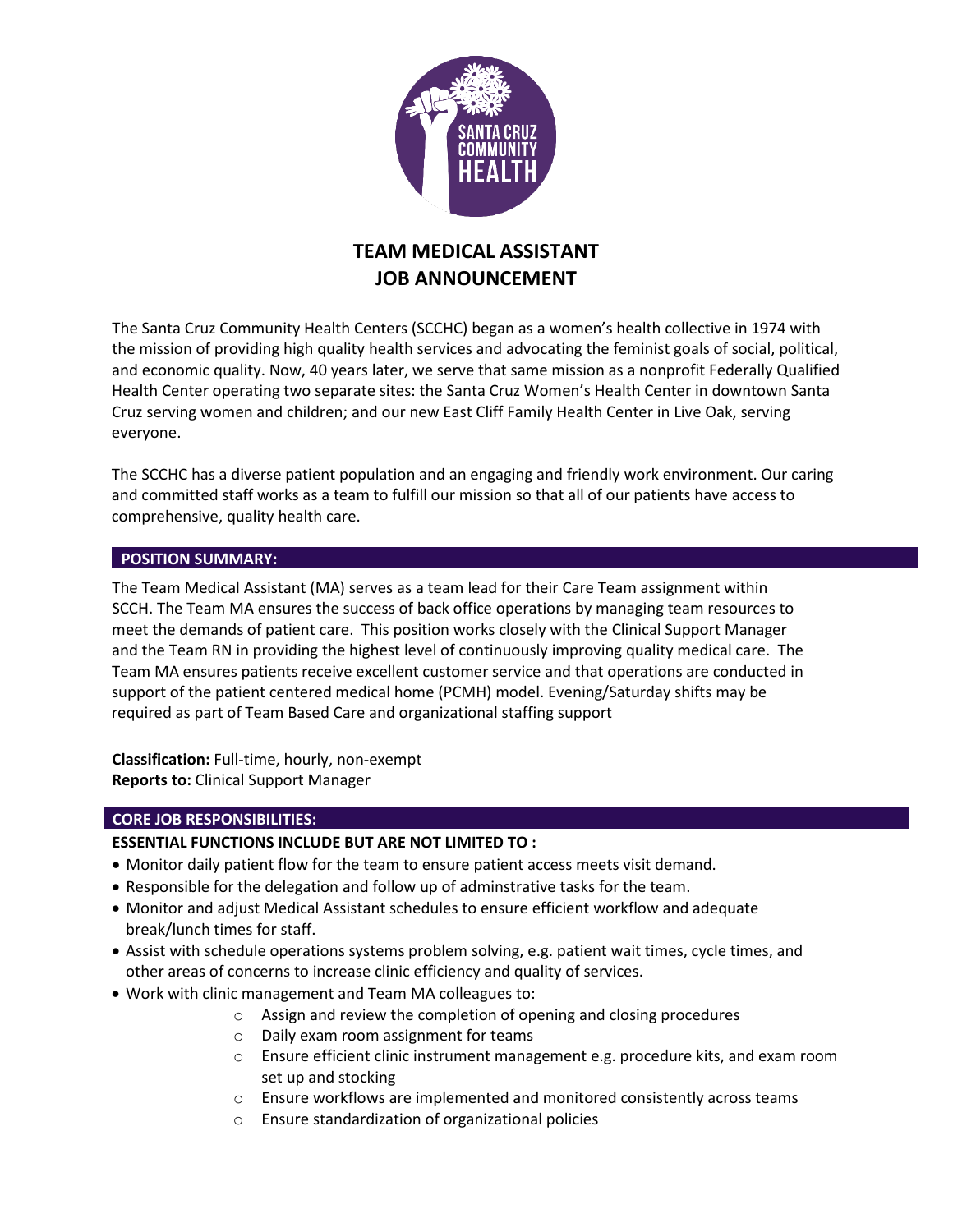# TEAM MEDICAL ASSISTANT JOB ANNOUNCEMENT

The Santa Cruz Community Health Centers (SCCHC) began as a women's health collective in 1974 with the mission of providing high quality health services and advocating the feminist goals of social, political, and economic quality. Now, 40 years later, we serve that same mission as a nonprofit Federally Qualified Health Center operating two separate sites: the Santa Cruz Women's Health Center in downtown Santa Cruz serving women and children; and our new East Cliff Family Health Center in Live Oak, serving everyone.

The SCCHC has a diverse patient population and an engaging and friendly work environment. Our caring and committed staff works as a team to fulfill our mission so that all of our patients have access to comprehensive, quality health care.

## POSITION SUMMARY:

The Team Medical Assistant (MA) serves as a team lead for their Care Team assignment within SCCH. The Team MA ensures the success of back office operations by managing team resources to meet the demands of patient care. This position works closely with the Clinical Support Manager and the Team RN in providing the highest level of continuously improving quality medical care. The Team MA ensures patients receive excellent customer service and that operations are conducted in support of the patient centered medical home (PCMH) model. Evening/Saturday shifts may be required as part of Team Based Care and organizational staffing support

**Classification:** Full-time, hourly, non-exempt
**Reports to:** Clinical Support Manager

## CORE JOB RESPONSIBILITIES:

**ESSENTIAL FUNCTIONS INCLUDE BUT ARE NOT LIMITED TO :**

- Monitor daily patient flow for the team to ensure patient access meets visit demand.
- Responsible for the delegation and follow up of adminstrative tasks for the team.
- Monitor and adjust Medical Assistant schedules to ensure efficient workflow and adequate break/lunch times for staff.
- Assist with schedule operations systems problem solving, e.g. patient wait times, cycle times, and other areas of concerns to increase clinic efficiency and quality of services.
- Work with clinic management and Team MA colleagues to:
  - Assign and review the completion of opening and closing procedures
  - Daily exam room assignment for teams
  - Ensure efficient clinic instrument management e.g. procedure kits, and exam room set up and stocking
  - Ensure workflows are implemented and monitored consistently across teams
  - Ensure standardization of organizational policies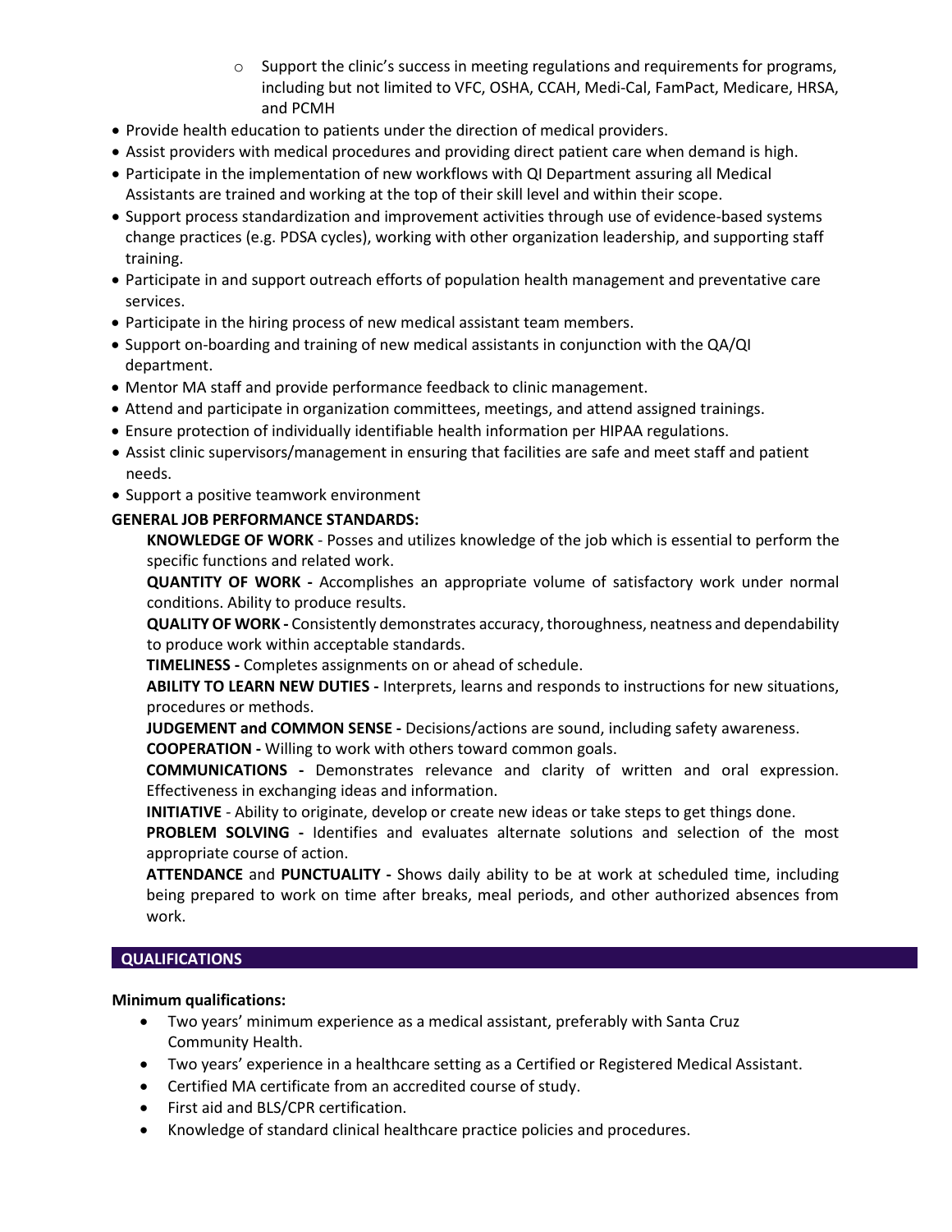- Support the clinic's success in meeting regulations and requirements for programs, including but not limited to VFC, OSHA, CCAH, Medi-Cal, FamPact, Medicare, HRSA, and PCMH
- Provide health education to patients under the direction of medical providers.
- Assist providers with medical procedures and providing direct patient care when demand is high.
- Participate in the implementation of new workflows with QI Department assuring all Medical Assistants are trained and working at the top of their skill level and within their scope.
- Support process standardization and improvement activities through use of evidence-based systems change practices (e.g. PDSA cycles), working with other organization leadership, and supporting staff training.
- Participate in and support outreach efforts of population health management and preventative care services.
- Participate in the hiring process of new medical assistant team members.
- Support on-boarding and training of new medical assistants in conjunction with the QA/QI department.
- Mentor MA staff and provide performance feedback to clinic management.
- Attend and participate in organization committees, meetings, and attend assigned trainings.
- Ensure protection of individually identifiable health information per HIPAA regulations.
- Assist clinic supervisors/management in ensuring that facilities are safe and meet staff and patient needs.
- Support a positive teamwork environment

**GENERAL JOB PERFORMANCE STANDARDS:**

**KNOWLEDGE OF WORK** - Posses and utilizes knowledge of the job which is essential to perform the specific functions and related work.

**QUANTITY OF WORK -** Accomplishes an appropriate volume of satisfactory work under normal conditions. Ability to produce results.

**QUALITY OF WORK -** Consistently demonstrates accuracy, thoroughness, neatness and dependability to produce work within acceptable standards.

**TIMELINESS -** Completes assignments on or ahead of schedule.

**ABILITY TO LEARN NEW DUTIES -** Interprets, learns and responds to instructions for new situations, procedures or methods.

**JUDGEMENT and COMMON SENSE -** Decisions/actions are sound, including safety awareness.

**COOPERATION -** Willing to work with others toward common goals.

**COMMUNICATIONS -** Demonstrates relevance and clarity of written and oral expression. Effectiveness in exchanging ideas and information.

**INITIATIVE** - Ability to originate, develop or create new ideas or take steps to get things done.

**PROBLEM SOLVING -** Identifies and evaluates alternate solutions and selection of the most appropriate course of action.

**ATTENDANCE** and **PUNCTUALITY -** Shows daily ability to be at work at scheduled time, including being prepared to work on time after breaks, meal periods, and other authorized absences from work.

## QUALIFICATIONS

**Minimum qualifications:**

- Two years' minimum experience as a medical assistant, preferably with Santa Cruz Community Health.
- Two years' experience in a healthcare setting as a Certified or Registered Medical Assistant.
- Certified MA certificate from an accredited course of study.
- First aid and BLS/CPR certification.
- Knowledge of standard clinical healthcare practice policies and procedures.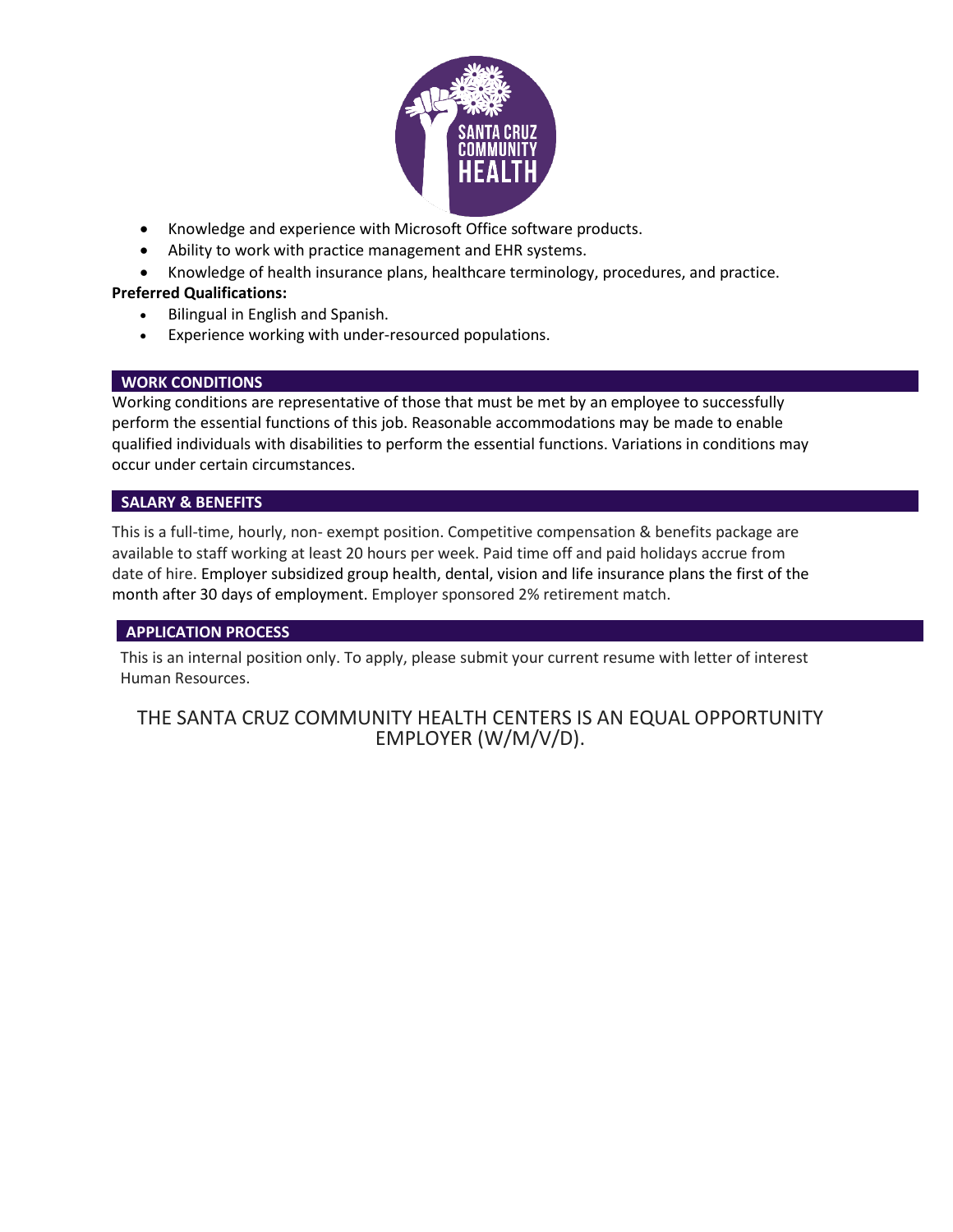- Knowledge and experience with Microsoft Office software products.
- Ability to work with practice management and EHR systems.
- Knowledge of health insurance plans, healthcare terminology, procedures, and practice.

**Preferred Qualifications:**

- Bilingual in English and Spanish.
- Experience working with under-resourced populations.

## WORK CONDITIONS

Working conditions are representative of those that must be met by an employee to successfully perform the essential functions of this job. Reasonable accommodations may be made to enable qualified individuals with disabilities to perform the essential functions. Variations in conditions may occur under certain circumstances.

## SALARY & BENEFITS

This is a full-time, hourly, non- exempt position. Competitive compensation & benefits package are available to staff working at least 20 hours per week. Paid time off and paid holidays accrue from date of hire. Employer subsidized group health, dental, vision and life insurance plans the first of the month after 30 days of employment. Employer sponsored 2% retirement match.

## APPLICATION PROCESS

This is an internal position only. To apply, please submit your current resume with letter of interest Human Resources.

THE SANTA CRUZ COMMUNITY HEALTH CENTERS IS AN EQUAL OPPORTUNITY EMPLOYER (W/M/V/D).